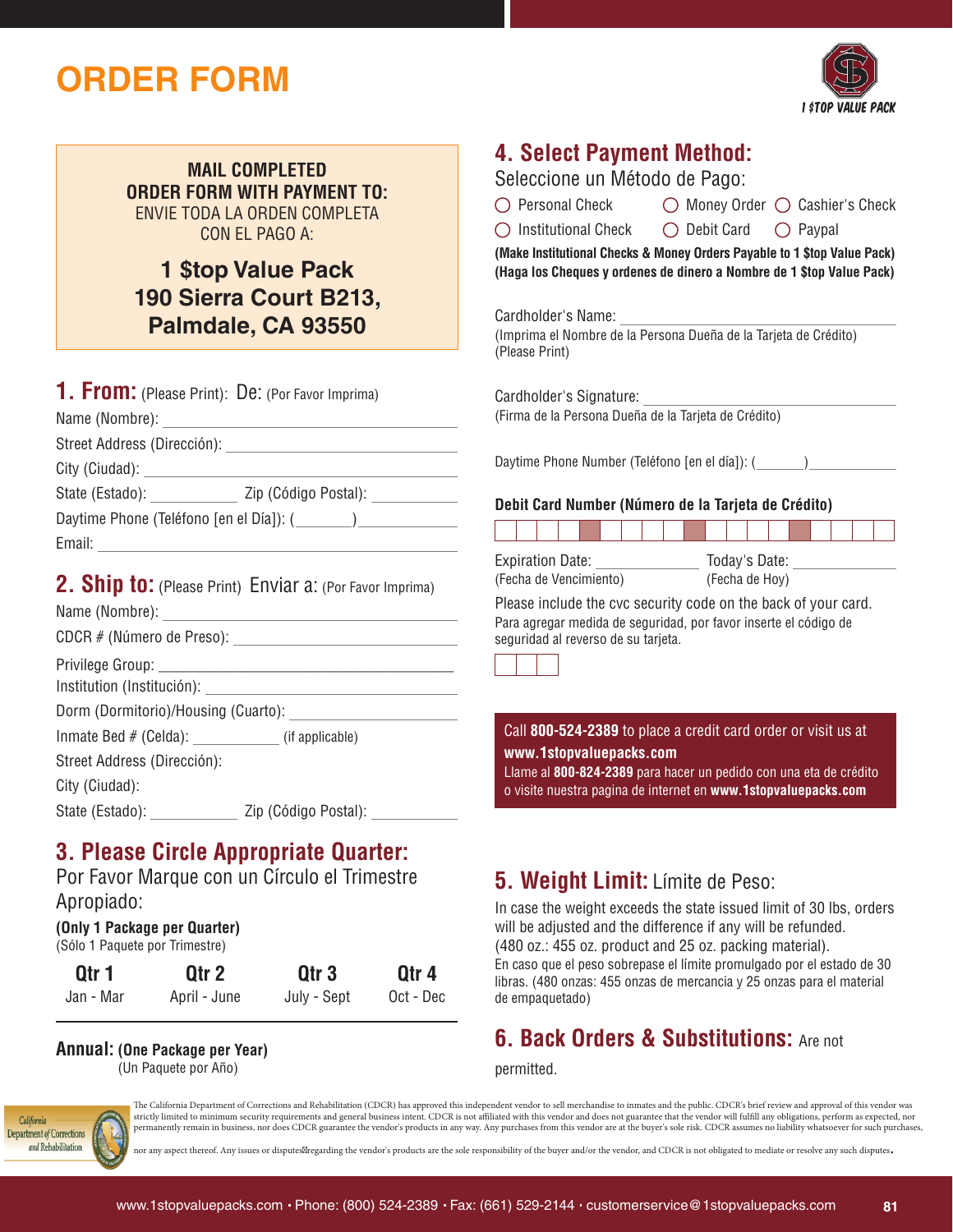# ORDER FORM

1 $TOP VALUE PACK

**MAIL COMPLETED ORDER FORM WITH PAYMENT TO:**
ENVIE TODA LA ORDEN COMPLETA CON EL PAGO A:

**1 $top Value Pack**
**190 Sierra Court B213,**
**Palmdale, CA 93550**

## 1. From: (Please Print): De: (Por Favor Imprima)

Name (Nombre): ______________________

Street Address (Dirección): ______________________

City (Ciudad): ______________________

State (Estado): __________ Zip (Código Postal): __________

Daytime Phone (Teléfono [en el Día]): (______)__________

Email: ______________________

## 2. Ship to: (Please Print) Enviar a: (Por Favor Imprima)

Name (Nombre): ______________________

CDCR # (Número de Preso): ______________________

Privilege Group: ______________________

Institution (Institución): ______________________

Dorm (Dormitorio)/Housing (Cuarto): ______________________

Inmate Bed # (Celda): __________ (if applicable)

Street Address (Dirección):

City (Ciudad):

State (Estado): __________ Zip (Código Postal): __________

## 3. Please Circle Appropriate Quarter:

Por Favor Marque con un Círculo el Trimestre Apropiado:

**(Only 1 Package per Quarter)**
(Sólo 1 Paquete por Trimestre)

| Qtr 1 | Qtr 2 | Qtr 3 | Qtr 4 |
|---|---|---|---|
| Jan - Mar | April - June | July - Sept | Oct - Dec |

**Annual: (One Package per Year)**
(Un Paquete por Año)

## 4. Select Payment Method:

Seleccione un Método de Pago:

- ◯ Personal Check
- ◯ Money Order
- ◯ Cashier's Check
- ◯ Institutional Check
- ◯ Debit Card
- ◯ Paypal

**(Make Institutional Checks & Money Orders Payable to 1 $top Value Pack)**
**(Haga los Cheques y ordenes de dinero a Nombre de 1 $top Value Pack)**

Cardholder's Name: ______________________
(Imprima el Nombre de la Persona Dueña de la Tarjeta de Crédito)
(Please Print)

Cardholder's Signature: ______________________
(Firma de la Persona Dueña de la Tarjeta de Crédito)

Daytime Phone Number (Teléfono [en el día]): (______)__________

**Debit Card Number (Número de la Tarjeta de Crédito)**

Expiration Date: __________ (Fecha de Vencimiento)

Today's Date: __________ (Fecha de Hoy)

Please include the cvc security code on the back of your card.
Para agregar medida de seguridad, por favor inserte el código de seguridad al reverso de su tarjeta.

Call **800-524-2389** to place a credit card order or visit us at **www.1stopvaluepacks.com**
Llame al **800-824-2389** para hacer un pedido con una eta de crédito o visite nuestra pagina de internet en **www.1stopvaluepacks.com**

## 5. Weight Limit: Límite de Peso:

In case the weight exceeds the state issued limit of 30 lbs, orders will be adjusted and the difference if any will be refunded. (480 oz.: 455 oz. product and 25 oz. packing material).
En caso que el peso sobrepase el límite promulgado por el estado de 30 libras. (480 onzas: 455 onzas de mercancia y 25 onzas para el material de empaquetado)

## 6. Back Orders & Substitutions: Are not permitted.

California Department of Corrections and Rehabilitation

The California Department of Corrections and Rehabilitation (CDCR) has approved this independent vendor to sell merchandise to inmates and the public. CDCR's brief review and approval of this vendor was strictly limited to minimum security requirements and general business intent. CDCR is not affiliated with this vendor and does not guarantee that the vendor will fulfill any obligations, perform as expected, nor permanently remain in business, nor does CDCR guarantee the vendor's products in any way. Any purchases from this vendor are at the buyer's sole risk. CDCR assumes no liability whatsoever for such purchases, nor any aspect thereof. Any issues or disputes regarding the vendor's products are the sole responsibility of the buyer and/or the vendor, and CDCR is not obligated to mediate or resolve any such disputes.

www.1stopvaluepacks.com • Phone: (800) 524-2389 • Fax: (661) 529-2144 • customerservice@1stopvaluepacks.com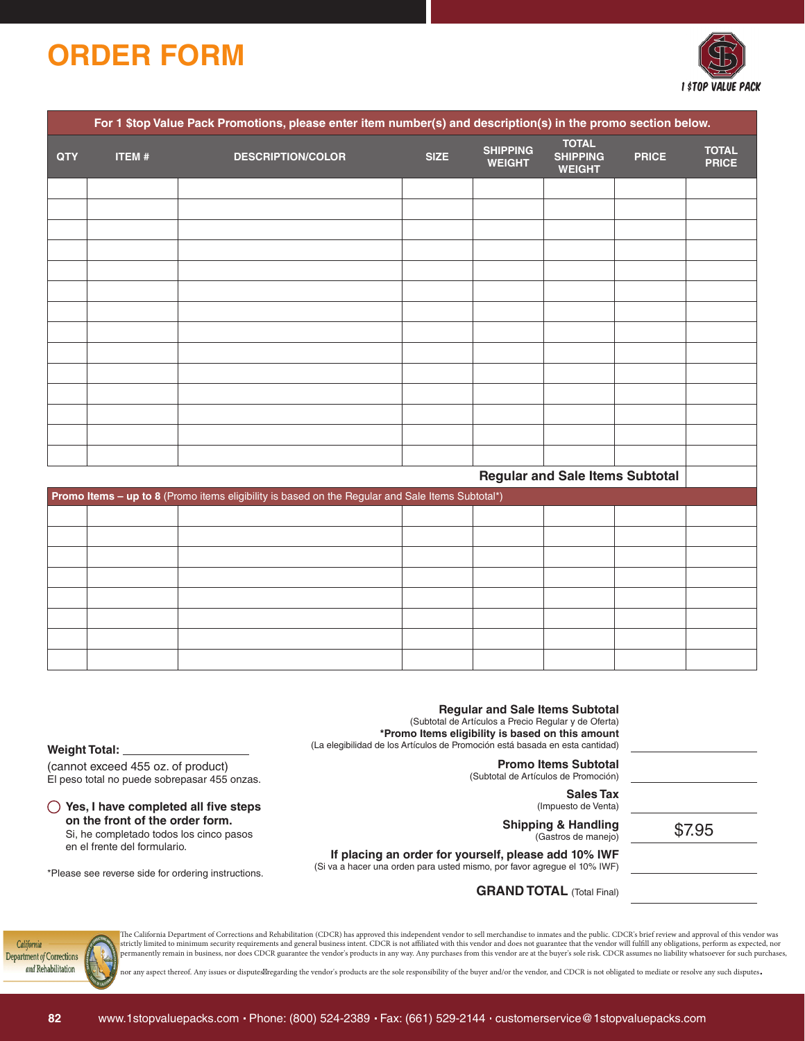# ORDER FORM

1 $TOP VALUE PACK

| QTY | ITEM # | DESCRIPTION/COLOR | SIZE | SHIPPING WEIGHT | TOTAL SHIPPING WEIGHT | PRICE | TOTAL PRICE |
|---|---|---|---|---|---|---|---|
| For 1 $top Value Pack Promotions, please enter item number(s) and description(s) in the promo section below. | | | | | | | |
| | | | | | | | |
| | | | | | | | |
| | | | | | | | |
| | | | | | | | |
| | | | | | | | |
| | | | | | | | |
| | | | | | | | |
| | | | | | | | |
| | | | | | | | |
| | | | | | | | |
| | | | | | | | |
| | | | | | | | |
| | | | | | | | |
| | | | | | | | |
| | | | | | | **Regular and Sale Items Subtotal** | |
| **Promo Items – up to 8** (Promo items eligibility is based on the Regular and Sale Items Subtotal*) | | | | | | | |
| | | | | | | | |
| | | | | | | | |
| | | | | | | | |
| | | | | | | | |
| | | | | | | | |
| | | | | | | | |
| | | | | | | | |
| | | | | | | | |

**Weight Total:** ____________________

(cannot exceed 455 oz. of product)
El peso total no puede sobrepasar 455 onzas.

◯ **Yes, I have completed all five steps on the front of the order form.**
Si, he completado todos los cinco pasos en el frente del formulario.

*Please see reverse side for ordering instructions.

| | |
|---|---|
| **Regular and Sale Items Subtotal** (Subtotal de Artículos a Precio Regular y de Oferta) **\*Promo Items eligibility is based on this amount** (La elegibilidad de los Artículos de Promoción está basada en esta cantidad) | |
| **Promo Items Subtotal** (Subtotal de Artículos de Promoción) | |
| **Sales Tax** (Impuesto de Venta) | |
| **Shipping & Handling** (Gastros de manejo) | $7.95 |
| **If placing an order for yourself, please add 10% IWF** (Si va a hacer una orden para usted mismo, por favor agregue el 10% IWF) | |
| **GRAND TOTAL** (Total Final) | |

California Department of Corrections and Rehabilitation

The California Department of Corrections and Rehabilitation (CDCR) has approved this independent vendor to sell merchandise to inmates and the public. CDCR's brief review and approval of this vendor was strictly limited to minimum security requirements and general business intent. CDCR is not affiliated with this vendor and does not guarantee that the vendor will fulfill any obligations, perform as expected, nor permanently remain in business, nor does CDCR guarantee the vendor's products in any way. Any purchases from this vendor are at the buyer's sole risk. CDCR assumes no liability whatsoever for such purchases, nor any aspect thereof. Any issues or disputes regarding the vendor's products are the sole responsibility of the buyer and/or the vendor, and CDCR is not obligated to mediate or resolve any such disputes.

www.1stopvaluepacks.com • Phone: (800) 524-2389 • Fax: (661) 529-2144 • customerservice@1stopvaluepacks.com